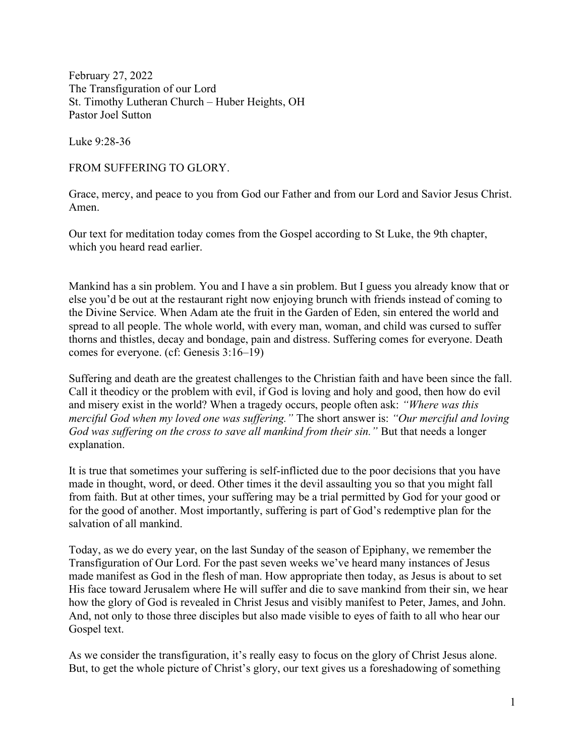February 27, 2022
The Transfiguration of our Lord
St. Timothy Lutheran Church – Huber Heights, OH
Pastor Joel Sutton

Luke 9:28-36

FROM SUFFERING TO GLORY.

Grace, mercy, and peace to you from God our Father and from our Lord and Savior Jesus Christ. Amen.

Our text for meditation today comes from the Gospel according to St Luke, the 9th chapter, which you heard read earlier.

Mankind has a sin problem. You and I have a sin problem. But I guess you already know that or else you'd be out at the restaurant right now enjoying brunch with friends instead of coming to the Divine Service. When Adam ate the fruit in the Garden of Eden, sin entered the world and spread to all people. The whole world, with every man, woman, and child was cursed to suffer thorns and thistles, decay and bondage, pain and distress. Suffering comes for everyone. Death comes for everyone. (cf: Genesis 3:16–19)

Suffering and death are the greatest challenges to the Christian faith and have been since the fall. Call it theodicy or the problem with evil, if God is loving and holy and good, then how do evil and misery exist in the world? When a tragedy occurs, people often ask: *"Where was this merciful God when my loved one was suffering."* The short answer is: *"Our merciful and loving God was suffering on the cross to save all mankind from their sin."* But that needs a longer explanation.

It is true that sometimes your suffering is self-inflicted due to the poor decisions that you have made in thought, word, or deed. Other times it the devil assaulting you so that you might fall from faith. But at other times, your suffering may be a trial permitted by God for your good or for the good of another. Most importantly, suffering is part of God's redemptive plan for the salvation of all mankind.

Today, as we do every year, on the last Sunday of the season of Epiphany, we remember the Transfiguration of Our Lord. For the past seven weeks we've heard many instances of Jesus made manifest as God in the flesh of man. How appropriate then today, as Jesus is about to set His face toward Jerusalem where He will suffer and die to save mankind from their sin, we hear how the glory of God is revealed in Christ Jesus and visibly manifest to Peter, James, and John. And, not only to those three disciples but also made visible to eyes of faith to all who hear our Gospel text.

As we consider the transfiguration, it's really easy to focus on the glory of Christ Jesus alone. But, to get the whole picture of Christ's glory, our text gives us a foreshadowing of something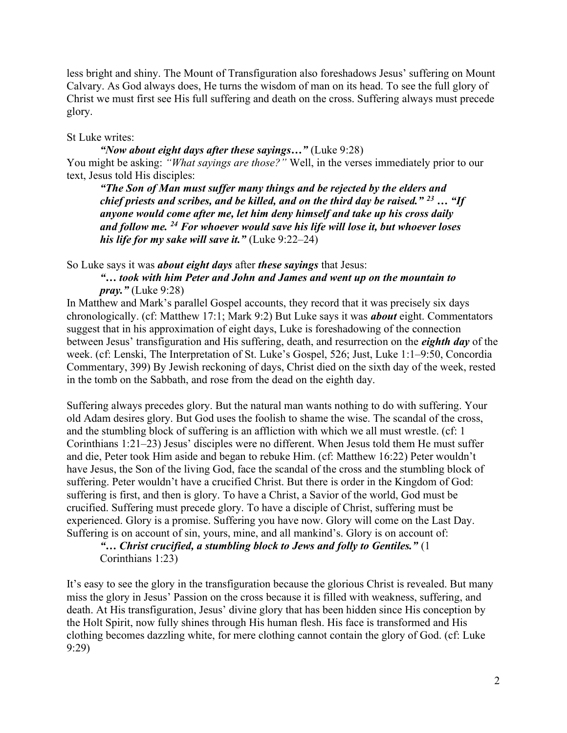less bright and shiny. The Mount of Transfiguration also foreshadows Jesus' suffering on Mount Calvary. As God always does, He turns the wisdom of man on its head. To see the full glory of Christ we must first see His full suffering and death on the cross. Suffering always must precede glory.

St Luke writes:

> ***"Now about eight days after these sayings…"*** (Luke 9:28)

You might be asking: *"What sayings are those?"* Well, in the verses immediately prior to our text, Jesus told His disciples:

> ***"The Son of Man must suffer many things and be rejected by the elders and chief priests and scribes, and be killed, and on the third day be raised."*** [23] ***… "If anyone would come after me, let him deny himself and take up his cross daily and follow me.*** [24] ***For whoever would save his life will lose it, but whoever loses his life for my sake will save it."*** (Luke 9:22–24)

So Luke says it was ***about eight days*** after ***these sayings*** that Jesus:

> ***"… took with him Peter and John and James and went up on the mountain to pray."*** (Luke 9:28)

In Matthew and Mark's parallel Gospel accounts, they record that it was precisely six days chronologically. (cf: Matthew 17:1; Mark 9:2) But Luke says it was ***about*** eight. Commentators suggest that in his approximation of eight days, Luke is foreshadowing of the connection between Jesus' transfiguration and His suffering, death, and resurrection on the ***eighth day*** of the week. (cf: Lenski, The Interpretation of St. Luke's Gospel, 526; Just, Luke 1:1–9:50, Concordia Commentary, 399) By Jewish reckoning of days, Christ died on the sixth day of the week, rested in the tomb on the Sabbath, and rose from the dead on the eighth day.

Suffering always precedes glory. But the natural man wants nothing to do with suffering. Your old Adam desires glory. But God uses the foolish to shame the wise. The scandal of the cross, and the stumbling block of suffering is an affliction with which we all must wrestle. (cf: 1 Corinthians 1:21–23) Jesus' disciples were no different. When Jesus told them He must suffer and die, Peter took Him aside and began to rebuke Him. (cf: Matthew 16:22) Peter wouldn't have Jesus, the Son of the living God, face the scandal of the cross and the stumbling block of suffering. Peter wouldn't have a crucified Christ. But there is order in the Kingdom of God: suffering is first, and then is glory. To have a Christ, a Savior of the world, God must be crucified. Suffering must precede glory. To have a disciple of Christ, suffering must be experienced. Glory is a promise. Suffering you have now. Glory will come on the Last Day. Suffering is on account of sin, yours, mine, and all mankind's. Glory is on account of:

> ***"… Christ crucified, a stumbling block to Jews and folly to Gentiles."*** (1 Corinthians 1:23)

It's easy to see the glory in the transfiguration because the glorious Christ is revealed. But many miss the glory in Jesus' Passion on the cross because it is filled with weakness, suffering, and death. At His transfiguration, Jesus' divine glory that has been hidden since His conception by the Holt Spirit, now fully shines through His human flesh. His face is transformed and His clothing becomes dazzling white, for mere clothing cannot contain the glory of God. (cf: Luke 9:29)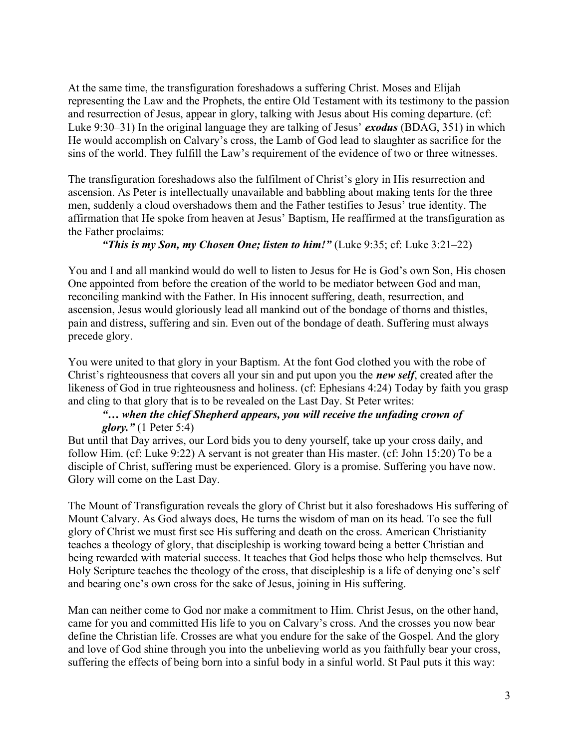At the same time, the transfiguration foreshadows a suffering Christ. Moses and Elijah representing the Law and the Prophets, the entire Old Testament with its testimony to the passion and resurrection of Jesus, appear in glory, talking with Jesus about His coming departure. (cf: Luke 9:30–31) In the original language they are talking of Jesus' ***exodus*** (BDAG, 351) in which He would accomplish on Calvary's cross, the Lamb of God lead to slaughter as sacrifice for the sins of the world. They fulfill the Law's requirement of the evidence of two or three witnesses.

The transfiguration foreshadows also the fulfilment of Christ's glory in His resurrection and ascension. As Peter is intellectually unavailable and babbling about making tents for the three men, suddenly a cloud overshadows them and the Father testifies to Jesus' true identity. The affirmation that He spoke from heaven at Jesus' Baptism, He reaffirmed at the transfiguration as the Father proclaims:

> ***"This is my Son, my Chosen One; listen to him!"*** (Luke 9:35; cf: Luke 3:21–22)

You and I and all mankind would do well to listen to Jesus for He is God's own Son, His chosen One appointed from before the creation of the world to be mediator between God and man, reconciling mankind with the Father. In His innocent suffering, death, resurrection, and ascension, Jesus would gloriously lead all mankind out of the bondage of thorns and thistles, pain and distress, suffering and sin. Even out of the bondage of death. Suffering must always precede glory.

You were united to that glory in your Baptism. At the font God clothed you with the robe of Christ's righteousness that covers all your sin and put upon you the ***new self***, created after the likeness of God in true righteousness and holiness. (cf: Ephesians 4:24) Today by faith you grasp and cling to that glory that is to be revealed on the Last Day. St Peter writes:

> ***"… when the chief Shepherd appears, you will receive the unfading crown of glory."*** (1 Peter 5:4)

But until that Day arrives, our Lord bids you to deny yourself, take up your cross daily, and follow Him. (cf: Luke 9:22) A servant is not greater than His master. (cf: John 15:20) To be a disciple of Christ, suffering must be experienced. Glory is a promise. Suffering you have now. Glory will come on the Last Day.

The Mount of Transfiguration reveals the glory of Christ but it also foreshadows His suffering of Mount Calvary. As God always does, He turns the wisdom of man on its head. To see the full glory of Christ we must first see His suffering and death on the cross. American Christianity teaches a theology of glory, that discipleship is working toward being a better Christian and being rewarded with material success. It teaches that God helps those who help themselves. But Holy Scripture teaches the theology of the cross, that discipleship is a life of denying one's self and bearing one's own cross for the sake of Jesus, joining in His suffering.

Man can neither come to God nor make a commitment to Him. Christ Jesus, on the other hand, came for you and committed His life to you on Calvary's cross. And the crosses you now bear define the Christian life. Crosses are what you endure for the sake of the Gospel. And the glory and love of God shine through you into the unbelieving world as you faithfully bear your cross, suffering the effects of being born into a sinful body in a sinful world. St Paul puts it this way: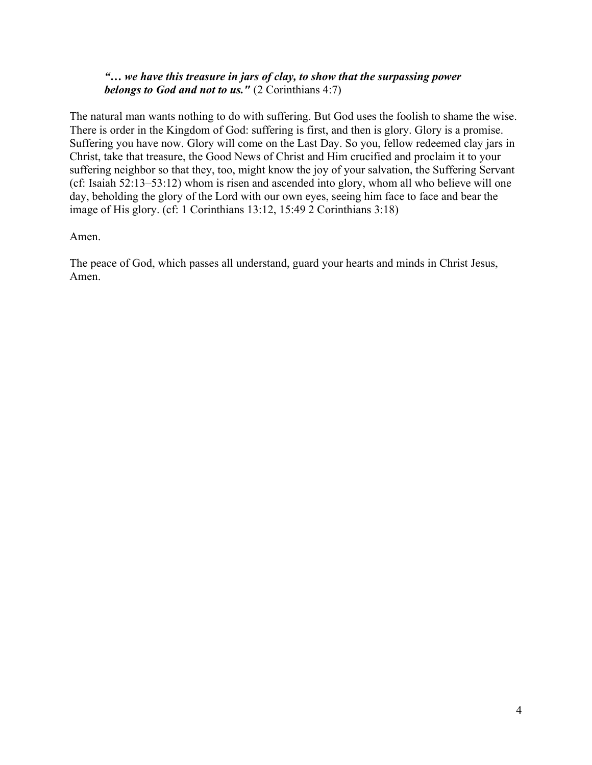> ***"… we have this treasure in jars of clay, to show that the surpassing power belongs to God and not to us."*** (2 Corinthians 4:7)

The natural man wants nothing to do with suffering. But God uses the foolish to shame the wise. There is order in the Kingdom of God: suffering is first, and then is glory. Glory is a promise. Suffering you have now. Glory will come on the Last Day. So you, fellow redeemed clay jars in Christ, take that treasure, the Good News of Christ and Him crucified and proclaim it to your suffering neighbor so that they, too, might know the joy of your salvation, the Suffering Servant (cf: Isaiah 52:13–53:12) whom is risen and ascended into glory, whom all who believe will one day, beholding the glory of the Lord with our own eyes, seeing him face to face and bear the image of His glory. (cf: 1 Corinthians 13:12, 15:49 2 Corinthians 3:18)

Amen.

The peace of God, which passes all understand, guard your hearts and minds in Christ Jesus, Amen.